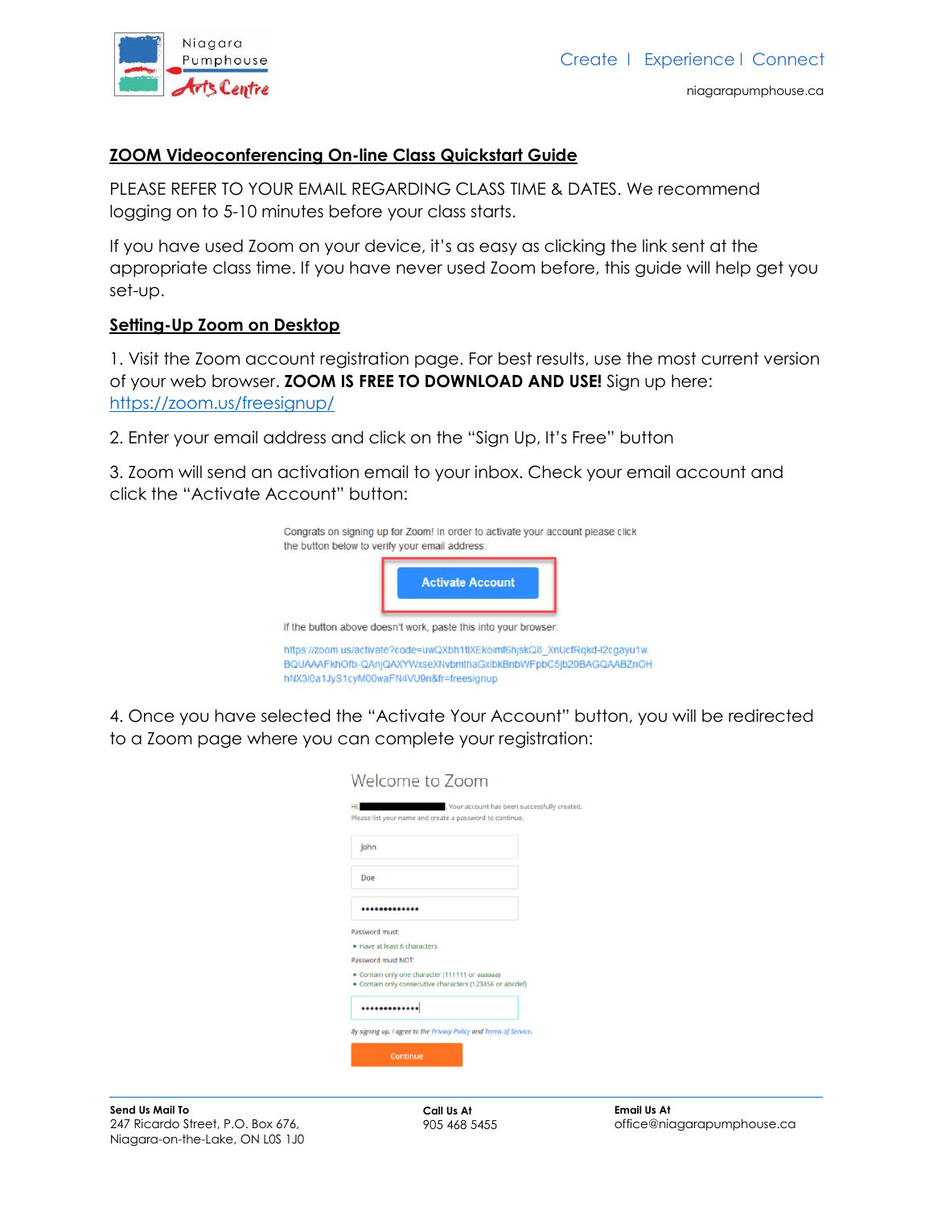## ZOOM Videoconferencing On-line Class Quickstart Guide

PLEASE REFER TO YOUR EMAIL REGARDING CLASS TIME & DATES. We recommend logging on to 5-10 minutes before your class starts.

If you have used Zoom on your device, it's as easy as clicking the link sent at the appropriate class time. If you have never used Zoom before, this guide will help get you set-up.

### Setting-Up Zoom on Desktop

1. Visit the Zoom account registration page. For best results, use the most current version of your web browser. **ZOOM IS FREE TO DOWNLOAD AND USE!** Sign up here: https://zoom.us/freesignup/

2. Enter your email address and click on the "Sign Up, It's Free" button

3. Zoom will send an activation email to your inbox. Check your email account and click the "Activate Account" button:

Congrats on signing up for Zoom! In order to activate your account please click the button below to verify your email address:

Activate Account

If the button above doesn't work, paste this into your browser:

https://zoom.us/activate?code=uwQXbh1tlXEkoimf6hjskQ8_XnUcfRqkd-I2cgayu1wBQUAAAFkhOfb-QAnjQAXYWxseXNvbmthaGxlbkBnbWFpbC5jb20BAGQAABZnOHhNX3I0a1JyS1cyM00waFN4VU9n&fr=freesignup

4. Once you have selected the "Activate Your Account" button, you will be redirected to a Zoom page where you can complete your registration:

Welcome to Zoom

Hi, ████████ Your account has been successfully created.
Please list your name and create a password to continue.

John

Doe

•••••••••••••

Password must:
- Have at least 6 characters

Password must NOT:
- Contain only one character (111111 or aaaaaa)
- Contain only consecutive characters (123456 or abcdef)

•••••••••••••

By signing up, I agree to the Privacy Policy and Terms of Service.

Continue

**Send Us Mail To**
247 Ricardo Street, P.O. Box 676,
Niagara-on-the-Lake, ON L0S 1J0

**Call Us At**
905 468 5455

**Email Us At**
office@niagarapumphouse.ca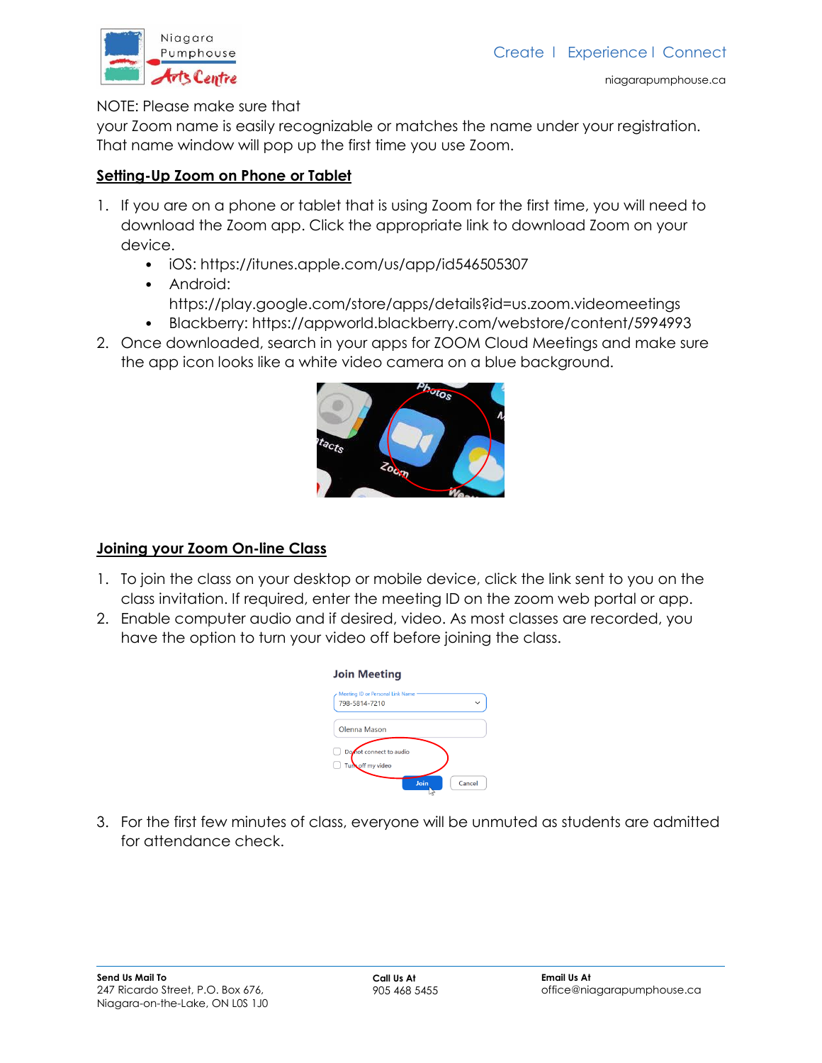NOTE: Please make sure that your Zoom name is easily recognizable or matches the name under your registration. That name window will pop up the first time you use Zoom.

## Setting-Up Zoom on Phone or Tablet

1. If you are on a phone or tablet that is using Zoom for the first time, you will need to download the Zoom app. Click the appropriate link to download Zoom on your device.
   - iOS: https://itunes.apple.com/us/app/id546505307
   - Android: https://play.google.com/store/apps/details?id=us.zoom.videomeetings
   - Blackberry: https://appworld.blackberry.com/webstore/content/5994993
2. Once downloaded, search in your apps for ZOOM Cloud Meetings and make sure the app icon looks like a white video camera on a blue background.

## Joining your Zoom On-line Class

1. To join the class on your desktop or mobile device, click the link sent to you on the class invitation. If required, enter the meeting ID on the zoom web portal or app.
2. Enable computer audio and if desired, video. As most classes are recorded, you have the option to turn your video off before joining the class.
3. For the first few minutes of class, everyone will be unmuted as students are admitted for attendance check.

**Send Us Mail To**
247 Ricardo Street, P.O. Box 676,
Niagara-on-the-Lake, ON L0S 1J0

**Call Us At**
905 468 5455

**Email Us At**
office@niagarapumphouse.ca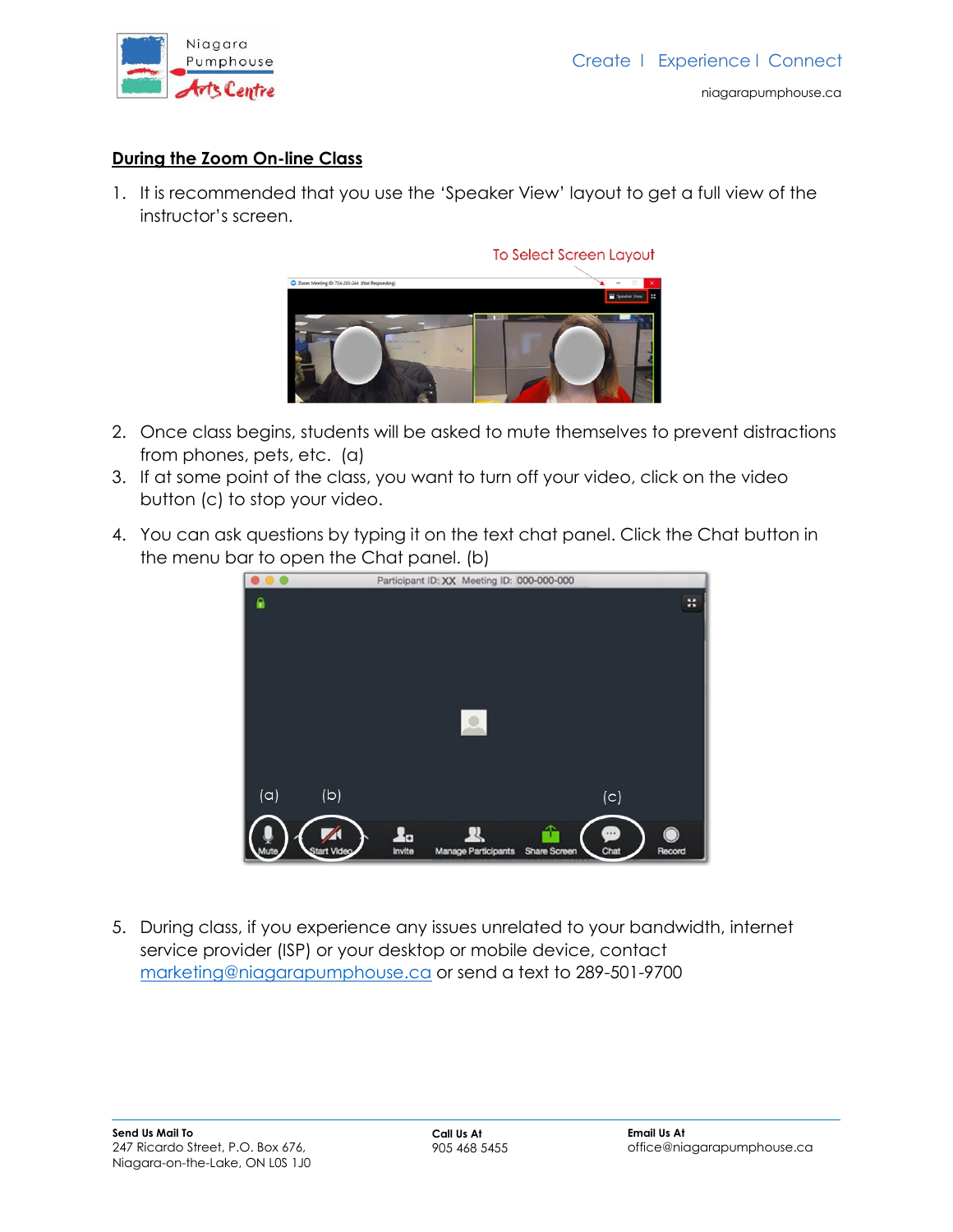## During the Zoom On-line Class

1. It is recommended that you use the 'Speaker View' layout to get a full view of the instructor's screen.

To Select Screen Layout

2. Once class begins, students will be asked to mute themselves to prevent distractions from phones, pets, etc. (a)
3. If at some point of the class, you want to turn off your video, click on the video button (c) to stop your video.
4. You can ask questions by typing it on the text chat panel. Click the Chat button in the menu bar to open the Chat panel. (b)

5. During class, if you experience any issues unrelated to your bandwidth, internet service provider (ISP) or your desktop or mobile device, contact [marketing@niagarapumphouse.ca](mailto:marketing@niagarapumphouse.ca) or send a text to 289-501-9700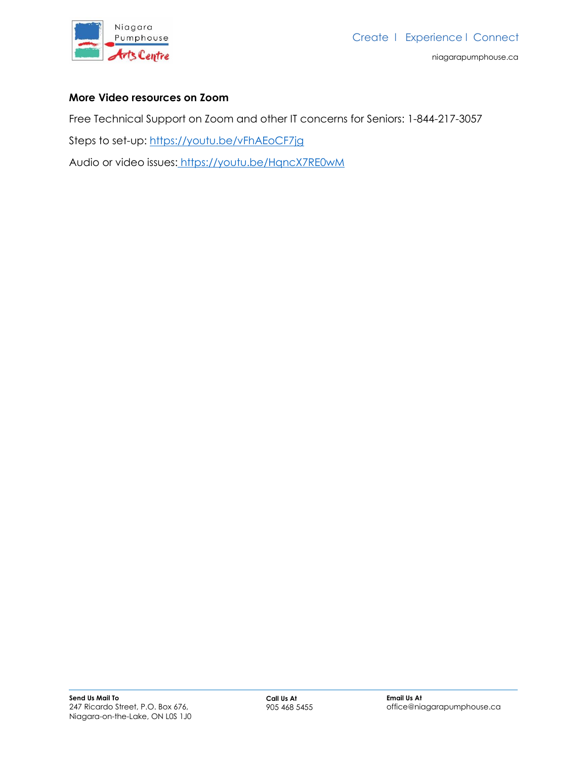**More Video resources on Zoom**

Free Technical Support on Zoom and other IT concerns for Seniors: 1-844-217-3057

Steps to set-up: https://youtu.be/vFhAEoCF7jg

Audio or video issues: https://youtu.be/HqncX7RE0wM